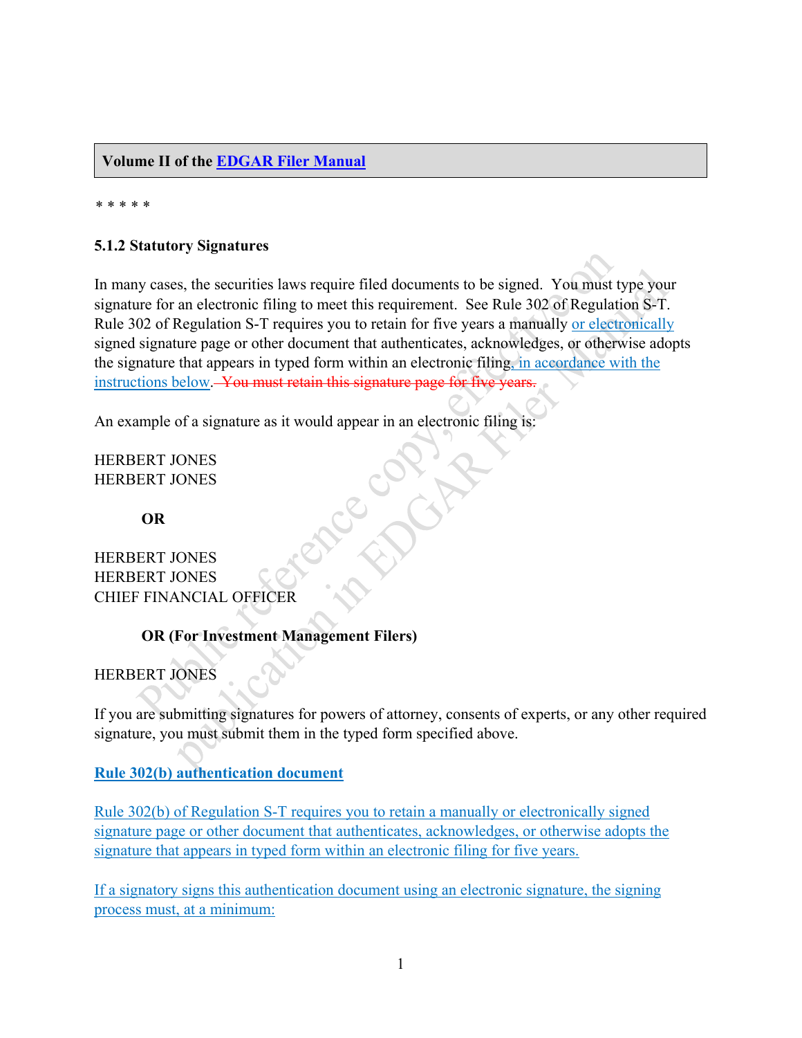**Volume II of the EDGAR Filer Manual**

\* \* \* \* \*

**5.1.2 Statutory Signatures**

In many cases, the securities laws require filed documents to be signed. You must type your signature for an electronic filing to meet this requirement. See Rule 302 of Regulation S-T. Rule 302 of Regulation S-T requires you to retain for five years a manually or electronically signed signature page or other document that authenticates, acknowledges, or otherwise adopts the signature that appears in typed form within an electronic filing, in accordance with the instructions below. ~~You must retain this signature page for five years.~~

An example of a signature as it would appear in an electronic filing is:

HERBERT JONES
HERBERT JONES

**OR**

HERBERT JONES
HERBERT JONES
CHIEF FINANCIAL OFFICER

**OR (For Investment Management Filers)**

HERBERT JONES

If you are submitting signatures for powers of attorney, consents of experts, or any other required signature, you must submit them in the typed form specified above.

**Rule 302(b) authentication document**

Rule 302(b) of Regulation S-T requires you to retain a manually or electronically signed signature page or other document that authenticates, acknowledges, or otherwise adopts the signature that appears in typed form within an electronic filing for five years.

If a signatory signs this authentication document using an electronic signature, the signing process must, at a minimum: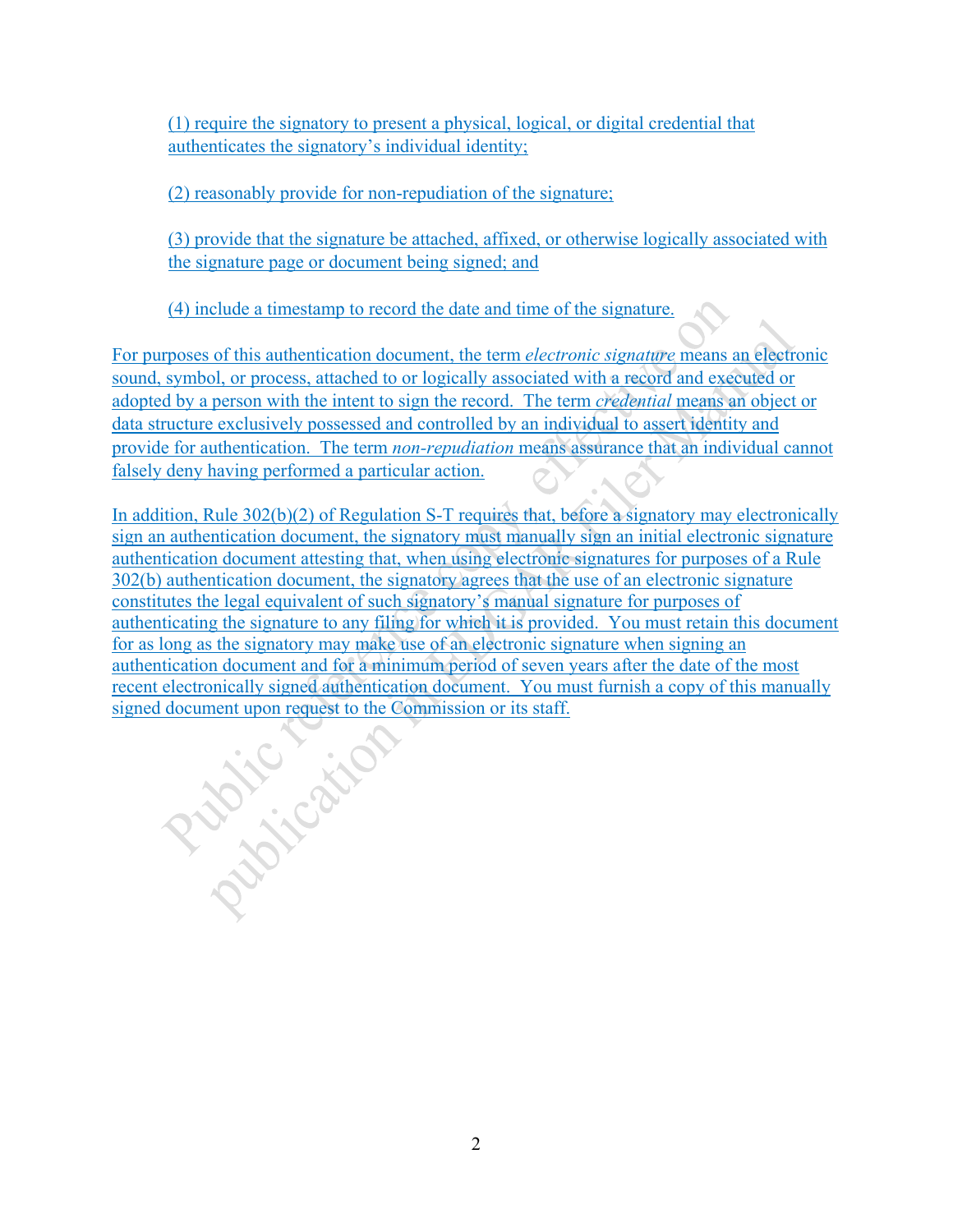(1) require the signatory to present a physical, logical, or digital credential that authenticates the signatory's individual identity;

(2) reasonably provide for non-repudiation of the signature;

(3) provide that the signature be attached, affixed, or otherwise logically associated with the signature page or document being signed; and

(4) include a timestamp to record the date and time of the signature.

For purposes of this authentication document, the term *electronic signature* means an electronic sound, symbol, or process, attached to or logically associated with a record and executed or adopted by a person with the intent to sign the record. The term *credential* means an object or data structure exclusively possessed and controlled by an individual to assert identity and provide for authentication. The term *non-repudiation* means assurance that an individual cannot falsely deny having performed a particular action.

In addition, Rule 302(b)(2) of Regulation S-T requires that, before a signatory may electronically sign an authentication document, the signatory must manually sign an initial electronic signature authentication document attesting that, when using electronic signatures for purposes of a Rule 302(b) authentication document, the signatory agrees that the use of an electronic signature constitutes the legal equivalent of such signatory's manual signature for purposes of authenticating the signature to any filing for which it is provided. You must retain this document for as long as the signatory may make use of an electronic signature when signing an authentication document and for a minimum period of seven years after the date of the most recent electronically signed authentication document. You must furnish a copy of this manually signed document upon request to the Commission or its staff.